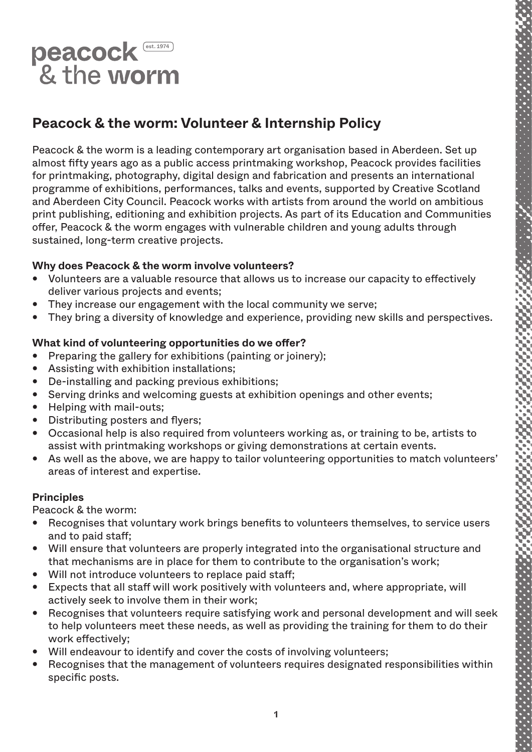peacock (est. 1974)
& the worm

# Peacock & the worm: Volunteer & Internship Policy

Peacock & the worm is a leading contemporary art organisation based in Aberdeen. Set up almost fifty years ago as a public access printmaking workshop, Peacock provides facilities for printmaking, photography, digital design and fabrication and presents an international programme of exhibitions, performances, talks and events, supported by Creative Scotland and Aberdeen City Council. Peacock works with artists from around the world on ambitious print publishing, editioning and exhibition projects. As part of its Education and Communities offer, Peacock & the worm engages with vulnerable children and young adults through sustained, long-term creative projects.

**Why does Peacock & the worm involve volunteers?**

- Volunteers are a valuable resource that allows us to increase our capacity to effectively deliver various projects and events;
- They increase our engagement with the local community we serve;
- They bring a diversity of knowledge and experience, providing new skills and perspectives.

**What kind of volunteering opportunities do we offer?**

- Preparing the gallery for exhibitions (painting or joinery);
- Assisting with exhibition installations;
- De-installing and packing previous exhibitions;
- Serving drinks and welcoming guests at exhibition openings and other events;
- Helping with mail-outs;
- Distributing posters and flyers;
- Occasional help is also required from volunteers working as, or training to be, artists to assist with printmaking workshops or giving demonstrations at certain events.
- As well as the above, we are happy to tailor volunteering opportunities to match volunteers' areas of interest and expertise.

**Principles**

Peacock & the worm:

- Recognises that voluntary work brings benefits to volunteers themselves, to service users and to paid staff;
- Will ensure that volunteers are properly integrated into the organisational structure and that mechanisms are in place for them to contribute to the organisation's work;
- Will not introduce volunteers to replace paid staff;
- Expects that all staff will work positively with volunteers and, where appropriate, will actively seek to involve them in their work;
- Recognises that volunteers require satisfying work and personal development and will seek to help volunteers meet these needs, as well as providing the training for them to do their work effectively;
- Will endeavour to identify and cover the costs of involving volunteers;
- Recognises that the management of volunteers requires designated responsibilities within specific posts.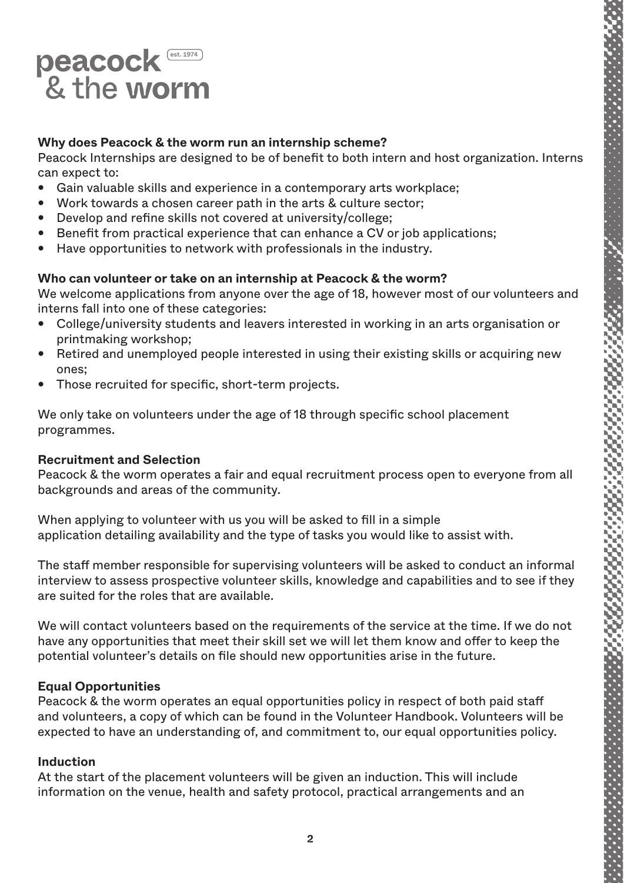## Why does Peacock & the worm run an internship scheme?

Peacock Internships are designed to be of benefit to both intern and host organization. Interns can expect to:

- Gain valuable skills and experience in a contemporary arts workplace;
- Work towards a chosen career path in the arts & culture sector;
- Develop and refine skills not covered at university/college;
- Benefit from practical experience that can enhance a CV or job applications;
- Have opportunities to network with professionals in the industry.

## Who can volunteer or take on an internship at Peacock & the worm?

We welcome applications from anyone over the age of 18, however most of our volunteers and interns fall into one of these categories:

- College/university students and leavers interested in working in an arts organisation or printmaking workshop;
- Retired and unemployed people interested in using their existing skills or acquiring new ones;
- Those recruited for specific, short-term projects.

We only take on volunteers under the age of 18 through specific school placement programmes.

## Recruitment and Selection

Peacock & the worm operates a fair and equal recruitment process open to everyone from all backgrounds and areas of the community.

When applying to volunteer with us you will be asked to fill in a simple application detailing availability and the type of tasks you would like to assist with.

The staff member responsible for supervising volunteers will be asked to conduct an informal interview to assess prospective volunteer skills, knowledge and capabilities and to see if they are suited for the roles that are available.

We will contact volunteers based on the requirements of the service at the time. If we do not have any opportunities that meet their skill set we will let them know and offer to keep the potential volunteer's details on file should new opportunities arise in the future.

## Equal Opportunities

Peacock & the worm operates an equal opportunities policy in respect of both paid staff and volunteers, a copy of which can be found in the Volunteer Handbook. Volunteers will be expected to have an understanding of, and commitment to, our equal opportunities policy.

## Induction

At the start of the placement volunteers will be given an induction. This will include information on the venue, health and safety protocol, practical arrangements and an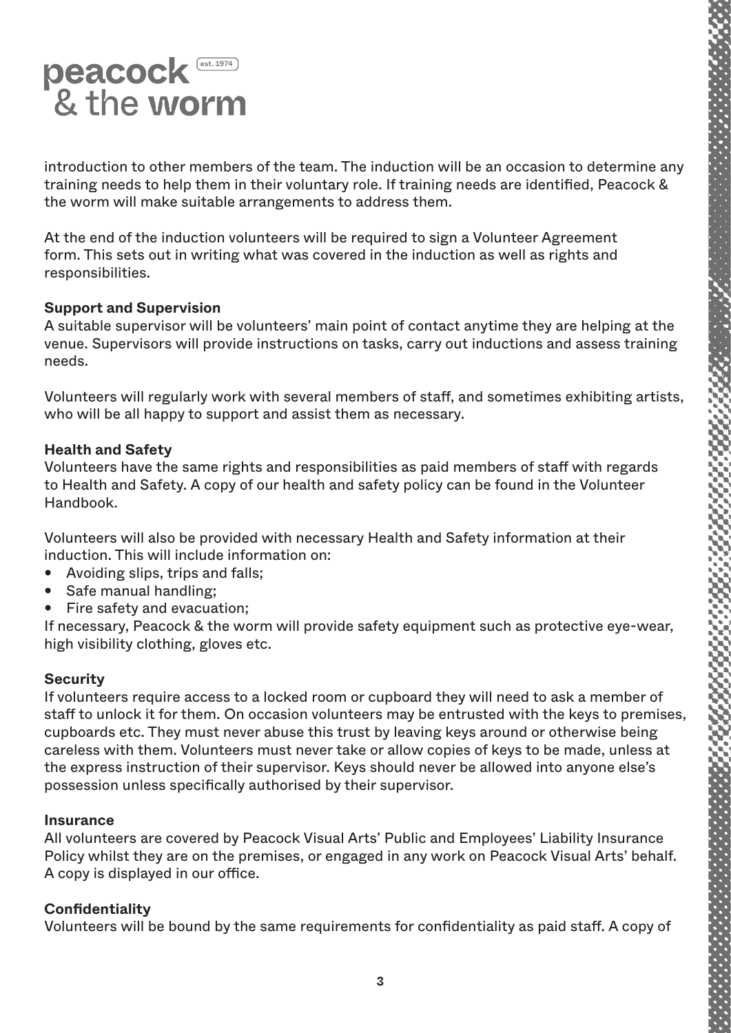introduction to other members of the team. The induction will be an occasion to determine any training needs to help them in their voluntary role. If training needs are identified, Peacock & the worm will make suitable arrangements to address them.

At the end of the induction volunteers will be required to sign a Volunteer Agreement form. This sets out in writing what was covered in the induction as well as rights and responsibilities.

**Support and Supervision**

A suitable supervisor will be volunteers' main point of contact anytime they are helping at the venue. Supervisors will provide instructions on tasks, carry out inductions and assess training needs.

Volunteers will regularly work with several members of staff, and sometimes exhibiting artists, who will be all happy to support and assist them as necessary.

**Health and Safety**

Volunteers have the same rights and responsibilities as paid members of staff with regards to Health and Safety. A copy of our health and safety policy can be found in the Volunteer Handbook.

Volunteers will also be provided with necessary Health and Safety information at their induction. This will include information on:

- Avoiding slips, trips and falls;
- Safe manual handling;
- Fire safety and evacuation;

If necessary, Peacock & the worm will provide safety equipment such as protective eye-wear, high visibility clothing, gloves etc.

**Security**

If volunteers require access to a locked room or cupboard they will need to ask a member of staff to unlock it for them. On occasion volunteers may be entrusted with the keys to premises, cupboards etc. They must never abuse this trust by leaving keys around or otherwise being careless with them. Volunteers must never take or allow copies of keys to be made, unless at the express instruction of their supervisor. Keys should never be allowed into anyone else's possession unless specifically authorised by their supervisor.

**Insurance**

All volunteers are covered by Peacock Visual Arts' Public and Employees' Liability Insurance Policy whilst they are on the premises, or engaged in any work on Peacock Visual Arts' behalf. A copy is displayed in our office.

**Confidentiality**

Volunteers will be bound by the same requirements for confidentiality as paid staff. A copy of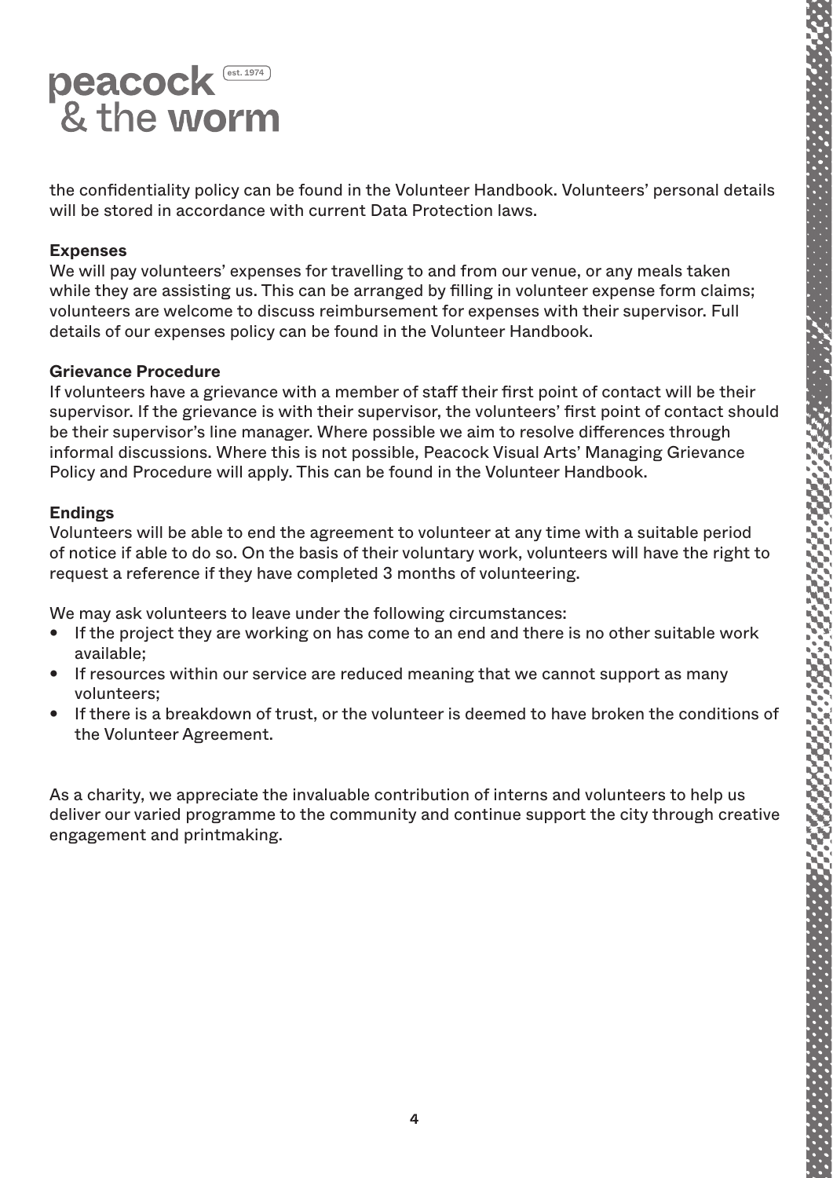the confidentiality policy can be found in the Volunteer Handbook. Volunteers' personal details will be stored in accordance with current Data Protection laws.

**Expenses**
We will pay volunteers' expenses for travelling to and from our venue, or any meals taken while they are assisting us. This can be arranged by filling in volunteer expense form claims; volunteers are welcome to discuss reimbursement for expenses with their supervisor. Full details of our expenses policy can be found in the Volunteer Handbook.

**Grievance Procedure**
If volunteers have a grievance with a member of staff their first point of contact will be their supervisor. If the grievance is with their supervisor, the volunteers' first point of contact should be their supervisor's line manager. Where possible we aim to resolve differences through informal discussions. Where this is not possible, Peacock Visual Arts' Managing Grievance Policy and Procedure will apply. This can be found in the Volunteer Handbook.

**Endings**
Volunteers will be able to end the agreement to volunteer at any time with a suitable period of notice if able to do so. On the basis of their voluntary work, volunteers will have the right to request a reference if they have completed 3 months of volunteering.

We may ask volunteers to leave under the following circumstances:

- If the project they are working on has come to an end and there is no other suitable work available;
- If resources within our service are reduced meaning that we cannot support as many volunteers;
- If there is a breakdown of trust, or the volunteer is deemed to have broken the conditions of the Volunteer Agreement.

As a charity, we appreciate the invaluable contribution of interns and volunteers to help us deliver our varied programme to the community and continue support the city through creative engagement and printmaking.